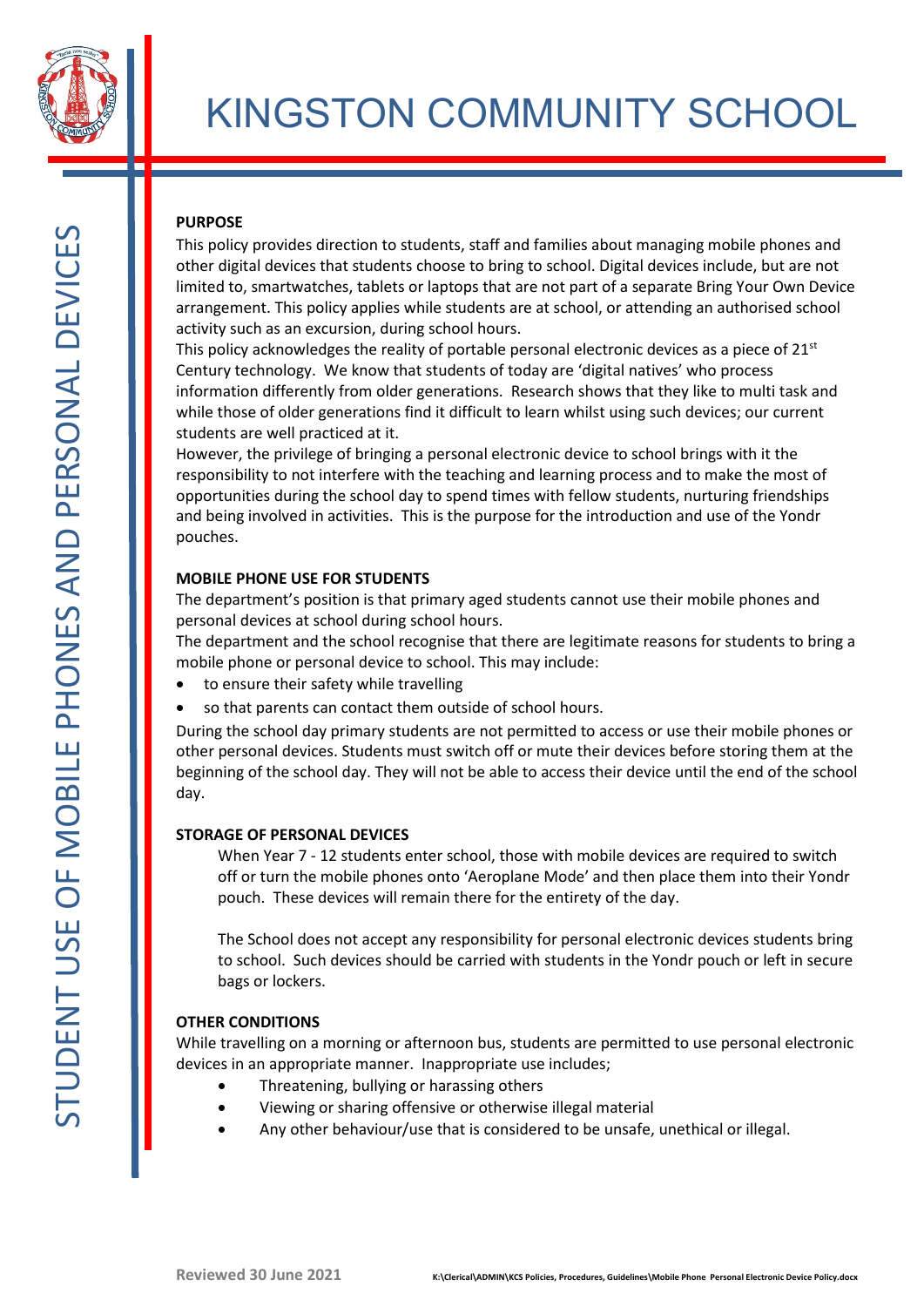# KINGSTON COMMUNITY SCHOOL

## STUDENT USE OF MOBILE PHONES AND PERSONAL DEVICES

### PURPOSE

This policy provides direction to students, staff and families about managing mobile phones and other digital devices that students choose to bring to school. Digital devices include, but are not limited to, smartwatches, tablets or laptops that are not part of a separate Bring Your Own Device arrangement. This policy applies while students are at school, or attending an authorised school activity such as an excursion, during school hours.

This policy acknowledges the reality of portable personal electronic devices as a piece of 21st Century technology. We know that students of today are 'digital natives' who process information differently from older generations. Research shows that they like to multi task and while those of older generations find it difficult to learn whilst using such devices; our current students are well practiced at it.

However, the privilege of bringing a personal electronic device to school brings with it the responsibility to not interfere with the teaching and learning process and to make the most of opportunities during the school day to spend times with fellow students, nurturing friendships and being involved in activities. This is the purpose for the introduction and use of the Yondr pouches.

### MOBILE PHONE USE FOR STUDENTS

The department's position is that primary aged students cannot use their mobile phones and personal devices at school during school hours.

The department and the school recognise that there are legitimate reasons for students to bring a mobile phone or personal device to school. This may include:

- to ensure their safety while travelling
- so that parents can contact them outside of school hours.

During the school day primary students are not permitted to access or use their mobile phones or other personal devices. Students must switch off or mute their devices before storing them at the beginning of the school day. They will not be able to access their device until the end of the school day.

### STORAGE OF PERSONAL DEVICES

When Year 7 - 12 students enter school, those with mobile devices are required to switch off or turn the mobile phones onto 'Aeroplane Mode' and then place them into their Yondr pouch. These devices will remain there for the entirety of the day.

The School does not accept any responsibility for personal electronic devices students bring to school. Such devices should be carried with students in the Yondr pouch or left in secure bags or lockers.

### OTHER CONDITIONS

While travelling on a morning or afternoon bus, students are permitted to use personal electronic devices in an appropriate manner. Inappropriate use includes;

- Threatening, bullying or harassing others
- Viewing or sharing offensive or otherwise illegal material
- Any other behaviour/use that is considered to be unsafe, unethical or illegal.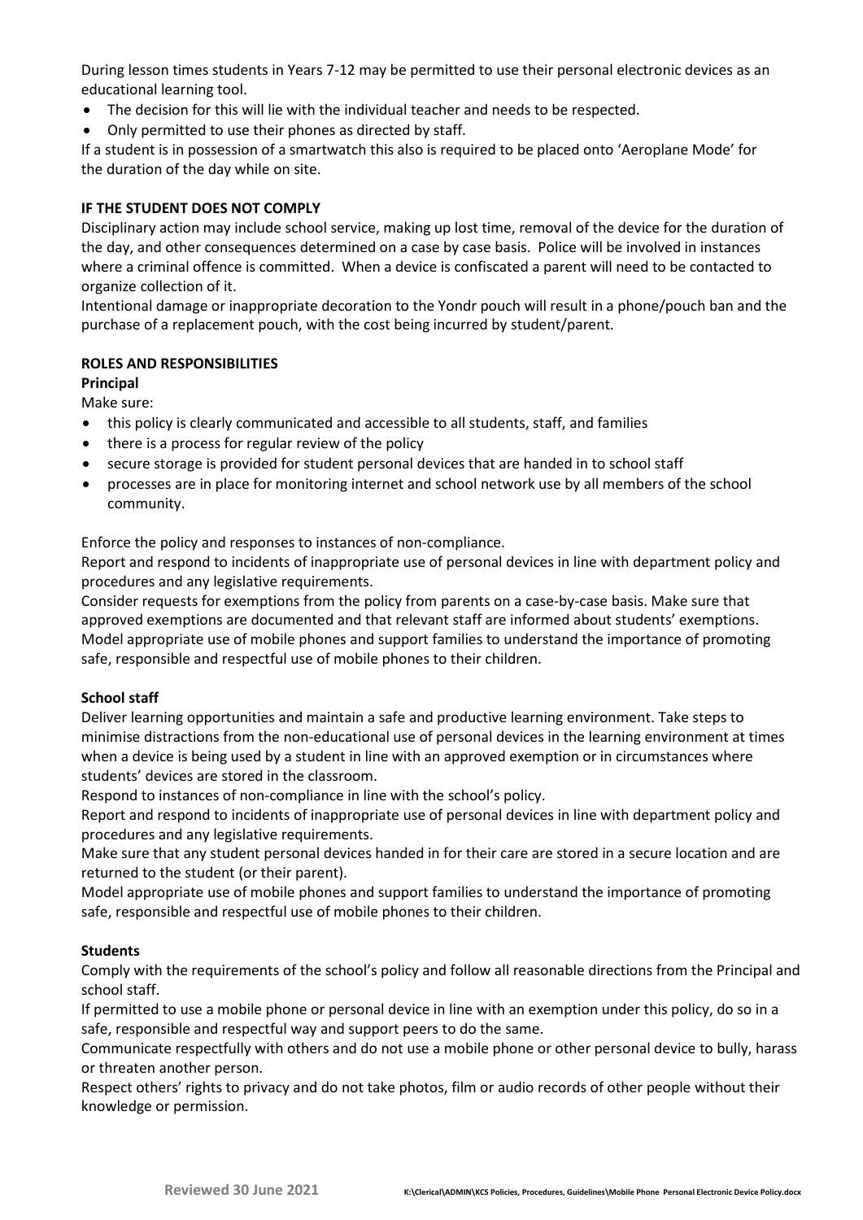During lesson times students in Years 7-12 may be permitted to use their personal electronic devices as an educational learning tool.

- The decision for this will lie with the individual teacher and needs to be respected.
- Only permitted to use their phones as directed by staff.

If a student is in possession of a smartwatch this also is required to be placed onto 'Aeroplane Mode' for the duration of the day while on site.

**IF THE STUDENT DOES NOT COMPLY**

Disciplinary action may include school service, making up lost time, removal of the device for the duration of the day, and other consequences determined on a case by case basis. Police will be involved in instances where a criminal offence is committed. When a device is confiscated a parent will need to be contacted to organize collection of it.

Intentional damage or inappropriate decoration to the Yondr pouch will result in a phone/pouch ban and the purchase of a replacement pouch, with the cost being incurred by student/parent.

**ROLES AND RESPONSIBILITIES**

**Principal**

Make sure:

- this policy is clearly communicated and accessible to all students, staff, and families
- there is a process for regular review of the policy
- secure storage is provided for student personal devices that are handed in to school staff
- processes are in place for monitoring internet and school network use by all members of the school community.

Enforce the policy and responses to instances of non-compliance.

Report and respond to incidents of inappropriate use of personal devices in line with department policy and procedures and any legislative requirements.

Consider requests for exemptions from the policy from parents on a case-by-case basis. Make sure that approved exemptions are documented and that relevant staff are informed about students' exemptions.

Model appropriate use of mobile phones and support families to understand the importance of promoting safe, responsible and respectful use of mobile phones to their children.

**School staff**

Deliver learning opportunities and maintain a safe and productive learning environment. Take steps to minimise distractions from the non-educational use of personal devices in the learning environment at times when a device is being used by a student in line with an approved exemption or in circumstances where students' devices are stored in the classroom.

Respond to instances of non-compliance in line with the school's policy.

Report and respond to incidents of inappropriate use of personal devices in line with department policy and procedures and any legislative requirements.

Make sure that any student personal devices handed in for their care are stored in a secure location and are returned to the student (or their parent).

Model appropriate use of mobile phones and support families to understand the importance of promoting safe, responsible and respectful use of mobile phones to their children.

**Students**

Comply with the requirements of the school's policy and follow all reasonable directions from the Principal and school staff.

If permitted to use a mobile phone or personal device in line with an exemption under this policy, do so in a safe, responsible and respectful way and support peers to do the same.

Communicate respectfully with others and do not use a mobile phone or other personal device to bully, harass or threaten another person.

Respect others' rights to privacy and do not take photos, film or audio records of other people without their knowledge or permission.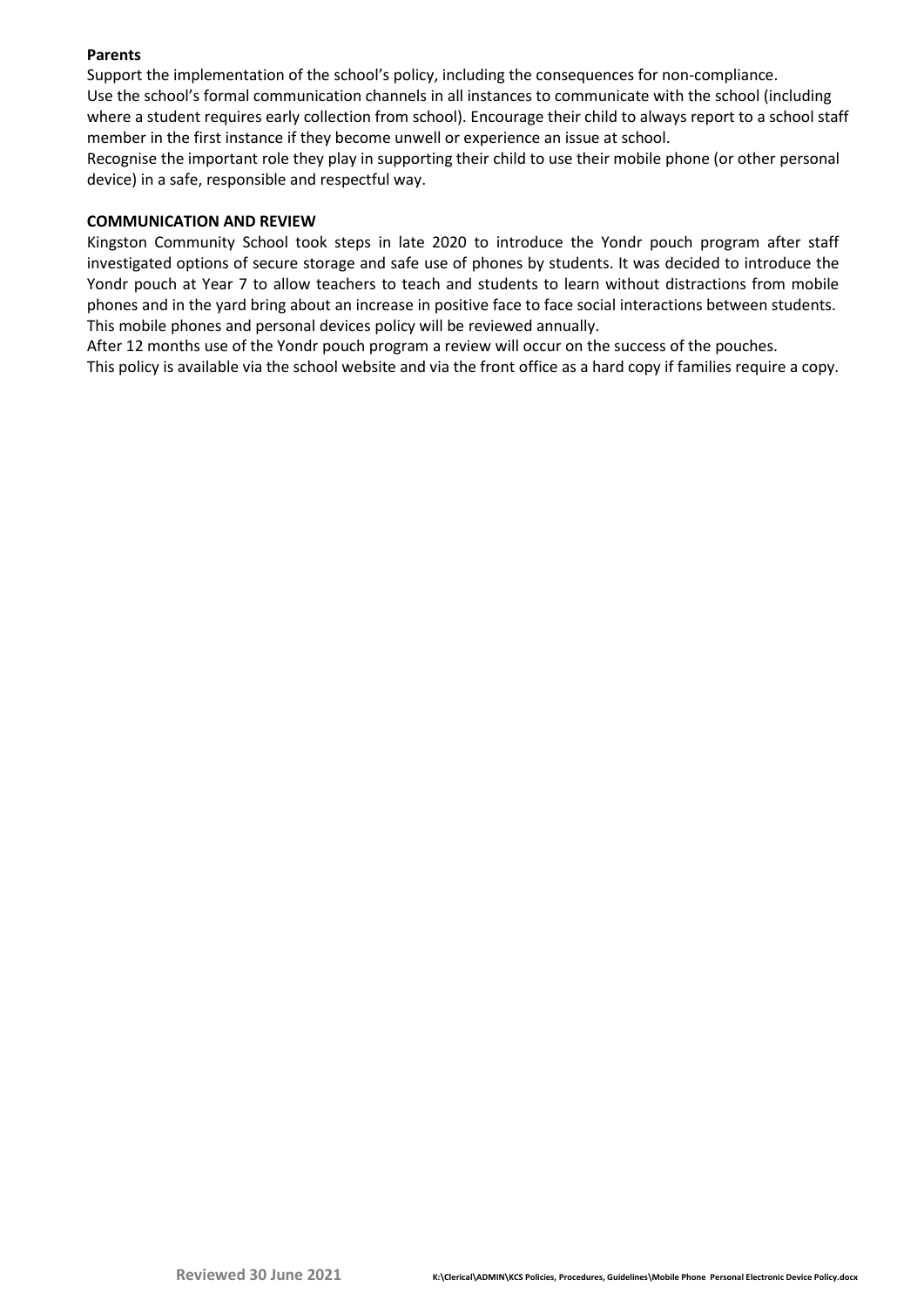**Parents**

Support the implementation of the school's policy, including the consequences for non-compliance.

Use the school's formal communication channels in all instances to communicate with the school (including where a student requires early collection from school). Encourage their child to always report to a school staff member in the first instance if they become unwell or experience an issue at school.

Recognise the important role they play in supporting their child to use their mobile phone (or other personal device) in a safe, responsible and respectful way.

**COMMUNICATION AND REVIEW**

Kingston Community School took steps in late 2020 to introduce the Yondr pouch program after staff investigated options of secure storage and safe use of phones by students. It was decided to introduce the Yondr pouch at Year 7 to allow teachers to teach and students to learn without distractions from mobile phones and in the yard bring about an increase in positive face to face social interactions between students.

This mobile phones and personal devices policy will be reviewed annually.

After 12 months use of the Yondr pouch program a review will occur on the success of the pouches.

This policy is available via the school website and via the front office as a hard copy if families require a copy.